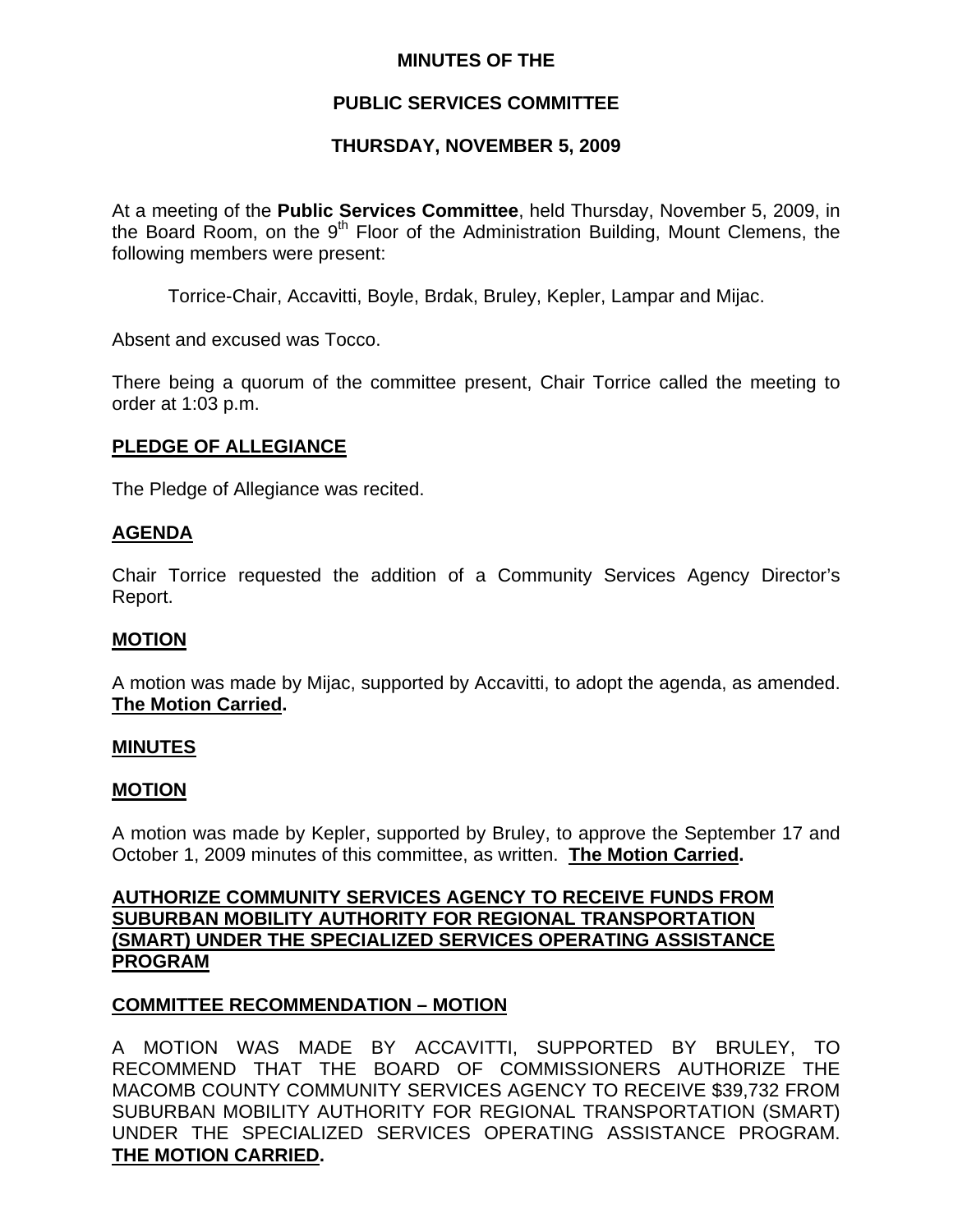**MINUTES OF THE**

**PUBLIC SERVICES COMMITTEE**

**THURSDAY, NOVEMBER 5, 2009**

At a meeting of the **Public Services Committee**, held Thursday, November 5, 2009, in the Board Room, on the 9th Floor of the Administration Building, Mount Clemens, the following members were present:

Torrice-Chair, Accavitti, Boyle, Brdak, Bruley, Kepler, Lampar and Mijac.

Absent and excused was Tocco.

There being a quorum of the committee present, Chair Torrice called the meeting to order at 1:03 p.m.

## PLEDGE OF ALLEGIANCE

The Pledge of Allegiance was recited.

## AGENDA

Chair Torrice requested the addition of a Community Services Agency Director's Report.

## MOTION

A motion was made by Mijac, supported by Accavitti, to adopt the agenda, as amended. **The Motion Carried.**

## MINUTES

## MOTION

A motion was made by Kepler, supported by Bruley, to approve the September 17 and October 1, 2009 minutes of this committee, as written. **The Motion Carried.**

## AUTHORIZE COMMUNITY SERVICES AGENCY TO RECEIVE FUNDS FROM SUBURBAN MOBILITY AUTHORITY FOR REGIONAL TRANSPORTATION (SMART) UNDER THE SPECIALIZED SERVICES OPERATING ASSISTANCE PROGRAM

## COMMITTEE RECOMMENDATION – MOTION

A MOTION WAS MADE BY ACCAVITTI, SUPPORTED BY BRULEY, TO RECOMMEND THAT THE BOARD OF COMMISSIONERS AUTHORIZE THE MACOMB COUNTY COMMUNITY SERVICES AGENCY TO RECEIVE $39,732 FROM SUBURBAN MOBILITY AUTHORITY FOR REGIONAL TRANSPORTATION (SMART) UNDER THE SPECIALIZED SERVICES OPERATING ASSISTANCE PROGRAM. **THE MOTION CARRIED.**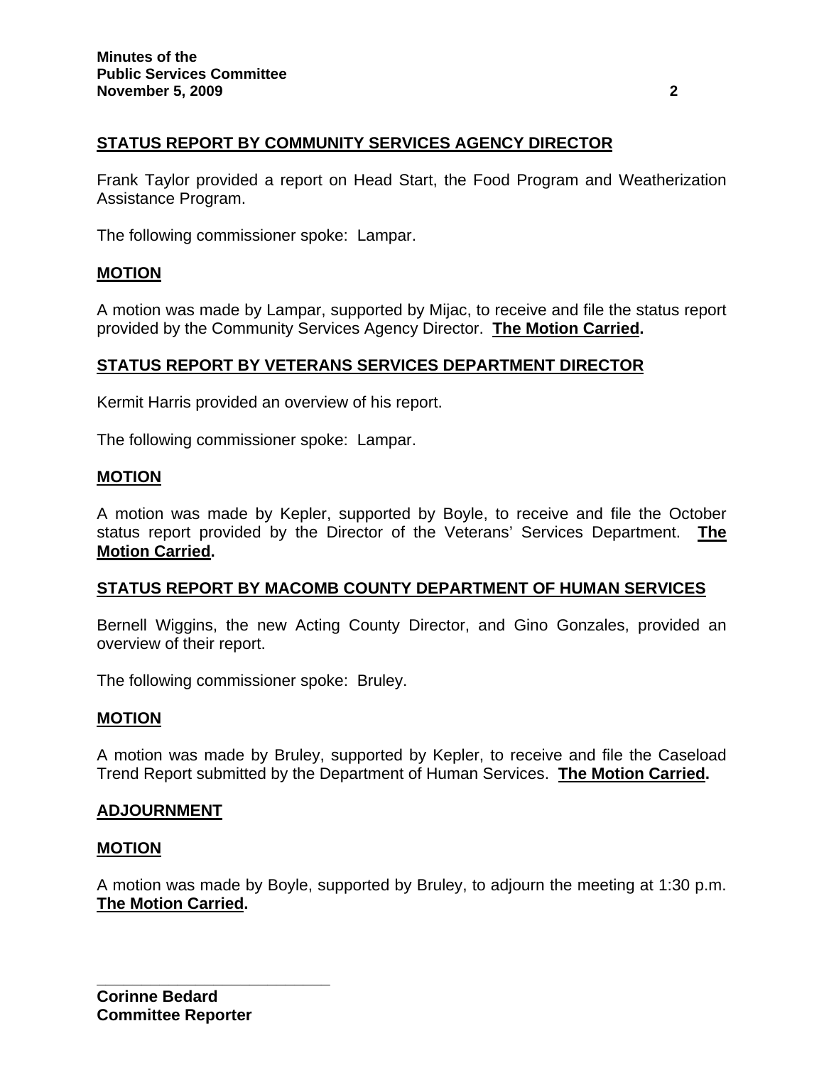## STATUS REPORT BY COMMUNITY SERVICES AGENCY DIRECTOR

Frank Taylor provided a report on Head Start, the Food Program and Weatherization Assistance Program.

The following commissioner spoke: Lampar.

### MOTION

A motion was made by Lampar, supported by Mijac, to receive and file the status report provided by the Community Services Agency Director. **The Motion Carried.**

## STATUS REPORT BY VETERANS SERVICES DEPARTMENT DIRECTOR

Kermit Harris provided an overview of his report.

The following commissioner spoke: Lampar.

### MOTION

A motion was made by Kepler, supported by Boyle, to receive and file the October status report provided by the Director of the Veterans' Services Department. **The Motion Carried.**

## STATUS REPORT BY MACOMB COUNTY DEPARTMENT OF HUMAN SERVICES

Bernell Wiggins, the new Acting County Director, and Gino Gonzales, provided an overview of their report.

The following commissioner spoke: Bruley.

### MOTION

A motion was made by Bruley, supported by Kepler, to receive and file the Caseload Trend Report submitted by the Department of Human Services. **The Motion Carried.**

## ADJOURNMENT

### MOTION

A motion was made by Boyle, supported by Bruley, to adjourn the meeting at 1:30 p.m. **The Motion Carried.**

\_\_\_\_\_\_\_\_\_\_\_\_\_\_\_\_\_\_\_\_\_\_\_\_\_\_\_\_

**Corinne Bedard**
**Committee Reporter**